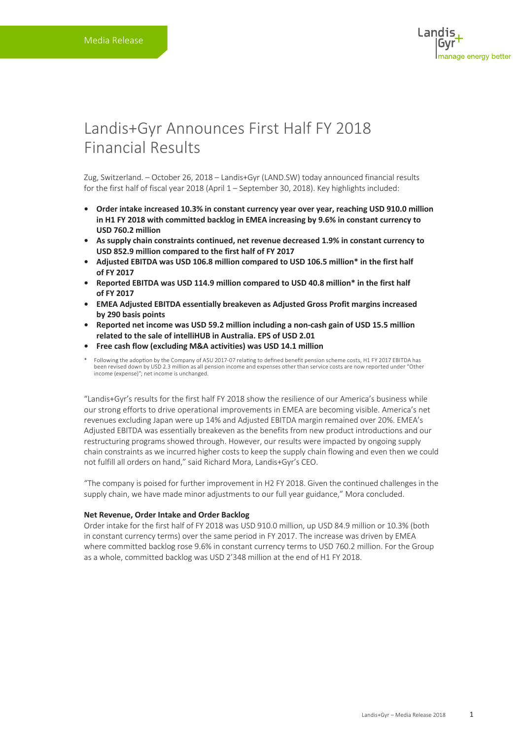Media Release

# Landis+Gyr Announces First Half FY 2018 Financial Results

Zug, Switzerland. – October 26, 2018 – Landis+Gyr (LAND.SW) today announced financial results for the first half of fiscal year 2018 (April 1 – September 30, 2018). Key highlights included:

- **Order intake increased 10.3% in constant currency year over year, reaching USD 910.0 million in H1 FY 2018 with committed backlog in EMEA increasing by 9.6% in constant currency to USD 760.2 million**
- **As supply chain constraints continued, net revenue decreased 1.9% in constant currency to USD 852.9 million compared to the first half of FY 2017**
- **Adjusted EBITDA was USD 106.8 million compared to USD 106.5 million* in the first half of FY 2017**
- **Reported EBITDA was USD 114.9 million compared to USD 40.8 million* in the first half of FY 2017**
- **EMEA Adjusted EBITDA essentially breakeven as Adjusted Gross Profit margins increased by 290 basis points**
- **Reported net income was USD 59.2 million including a non-cash gain of USD 15.5 million related to the sale of intelliHUB in Australia. EPS of USD 2.01**
- **Free cash flow (excluding M&A activities) was USD 14.1 million**

\* Following the adoption by the Company of ASU 2017-07 relating to defined benefit pension scheme costs, H1 FY 2017 EBITDA has been revised down by USD 2.3 million as all pension income and expenses other than service costs are now reported under "Other income (expense)"; net income is unchanged.

"Landis+Gyr's results for the first half FY 2018 show the resilience of our America's business while our strong efforts to drive operational improvements in EMEA are becoming visible. America's net revenues excluding Japan were up 14% and Adjusted EBITDA margin remained over 20%. EMEA's Adjusted EBITDA was essentially breakeven as the benefits from new product introductions and our restructuring programs showed through. However, our results were impacted by ongoing supply chain constraints as we incurred higher costs to keep the supply chain flowing and even then we could not fulfill all orders on hand," said Richard Mora, Landis+Gyr's CEO.

"The company is poised for further improvement in H2 FY 2018. Given the continued challenges in the supply chain, we have made minor adjustments to our full year guidance," Mora concluded.

**Net Revenue, Order Intake and Order Backlog**

Order intake for the first half of FY 2018 was USD 910.0 million, up USD 84.9 million or 10.3% (both in constant currency terms) over the same period in FY 2017. The increase was driven by EMEA where committed backlog rose 9.6% in constant currency terms to USD 760.2 million. For the Group as a whole, committed backlog was USD 2'348 million at the end of H1 FY 2018.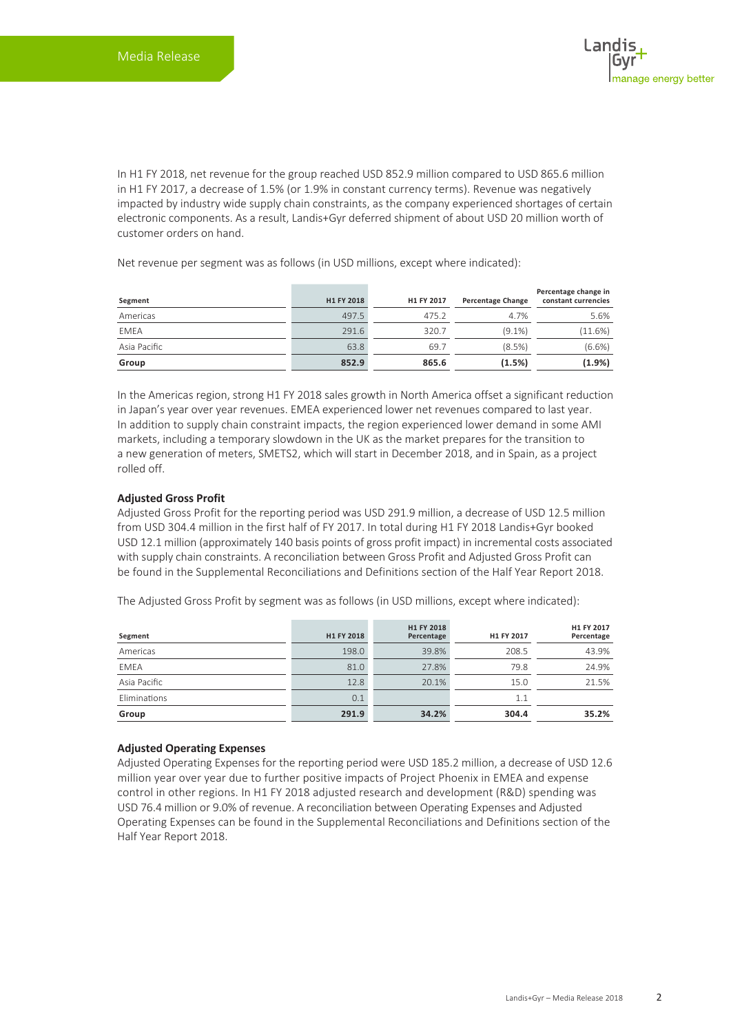In H1 FY 2018, net revenue for the group reached USD 852.9 million compared to USD 865.6 million in H1 FY 2017, a decrease of 1.5% (or 1.9% in constant currency terms). Revenue was negatively impacted by industry wide supply chain constraints, as the company experienced shortages of certain electronic components. As a result, Landis+Gyr deferred shipment of about USD 20 million worth of customer orders on hand.

Net revenue per segment was as follows (in USD millions, except where indicated):

| Segment | H1 FY 2018 | H1 FY 2017 | Percentage Change | Percentage change in constant currencies |
|---|---|---|---|---|
| Americas | 497.5 | 475.2 | 4.7% | 5.6% |
| EMEA | 291.6 | 320.7 | (9.1%) | (11.6%) |
| Asia Pacific | 63.8 | 69.7 | (8.5%) | (6.6%) |
| **Group** | **852.9** | **865.6** | **(1.5%)** | **(1.9%)** |

In the Americas region, strong H1 FY 2018 sales growth in North America offset a significant reduction in Japan's year over year revenues. EMEA experienced lower net revenues compared to last year. In addition to supply chain constraint impacts, the region experienced lower demand in some AMI markets, including a temporary slowdown in the UK as the market prepares for the transition to a new generation of meters, SMETS2, which will start in December 2018, and in Spain, as a project rolled off.

**Adjusted Gross Profit**

Adjusted Gross Profit for the reporting period was USD 291.9 million, a decrease of USD 12.5 million from USD 304.4 million in the first half of FY 2017. In total during H1 FY 2018 Landis+Gyr booked USD 12.1 million (approximately 140 basis points of gross profit impact) in incremental costs associated with supply chain constraints. A reconciliation between Gross Profit and Adjusted Gross Profit can be found in the Supplemental Reconciliations and Definitions section of the Half Year Report 2018.

The Adjusted Gross Profit by segment was as follows (in USD millions, except where indicated):

| Segment | H1 FY 2018 | H1 FY 2018 Percentage | H1 FY 2017 | H1 FY 2017 Percentage |
|---|---|---|---|---|
| Americas | 198.0 | 39.8% | 208.5 | 43.9% |
| EMEA | 81.0 | 27.8% | 79.8 | 24.9% |
| Asia Pacific | 12.8 | 20.1% | 15.0 | 21.5% |
| Eliminations | 0.1 | | 1.1 | |
| **Group** | **291.9** | **34.2%** | **304.4** | **35.2%** |

**Adjusted Operating Expenses**

Adjusted Operating Expenses for the reporting period were USD 185.2 million, a decrease of USD 12.6 million year over year due to further positive impacts of Project Phoenix in EMEA and expense control in other regions. In H1 FY 2018 adjusted research and development (R&D) spending was USD 76.4 million or 9.0% of revenue. A reconciliation between Operating Expenses and Adjusted Operating Expenses can be found in the Supplemental Reconciliations and Definitions section of the Half Year Report 2018.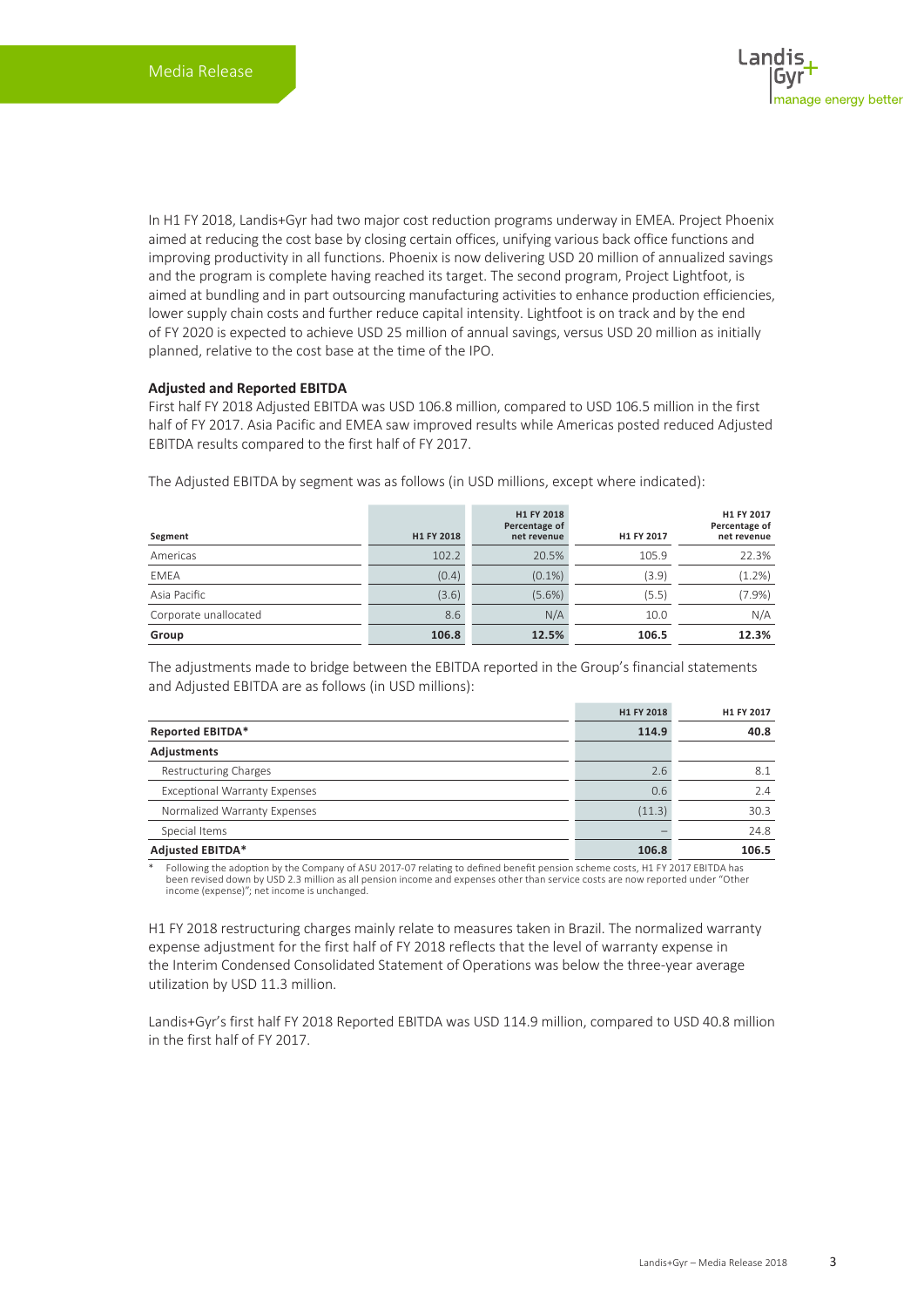In H1 FY 2018, Landis+Gyr had two major cost reduction programs underway in EMEA. Project Phoenix aimed at reducing the cost base by closing certain offices, unifying various back office functions and improving productivity in all functions. Phoenix is now delivering USD 20 million of annualized savings and the program is complete having reached its target. The second program, Project Lightfoot, is aimed at bundling and in part outsourcing manufacturing activities to enhance production efficiencies, lower supply chain costs and further reduce capital intensity. Lightfoot is on track and by the end of FY 2020 is expected to achieve USD 25 million of annual savings, versus USD 20 million as initially planned, relative to the cost base at the time of the IPO.

**Adjusted and Reported EBITDA**

First half FY 2018 Adjusted EBITDA was USD 106.8 million, compared to USD 106.5 million in the first half of FY 2017. Asia Pacific and EMEA saw improved results while Americas posted reduced Adjusted EBITDA results compared to the first half of FY 2017.

The Adjusted EBITDA by segment was as follows (in USD millions, except where indicated):

| Segment | H1 FY 2018 | H1 FY 2018 Percentage of net revenue | H1 FY 2017 | H1 FY 2017 Percentage of net revenue |
|---|---|---|---|---|
| Americas | 102.2 | 20.5% | 105.9 | 22.3% |
| EMEA | (0.4) | (0.1%) | (3.9) | (1.2%) |
| Asia Pacific | (3.6) | (5.6%) | (5.5) | (7.9%) |
| Corporate unallocated | 8.6 | N/A | 10.0 | N/A |
| **Group** | **106.8** | **12.5%** | **106.5** | **12.3%** |

The adjustments made to bridge between the EBITDA reported in the Group's financial statements and Adjusted EBITDA are as follows (in USD millions):

| | H1 FY 2018 | H1 FY 2017 |
|---|---|---|
| **Reported EBITDA*** | **114.9** | **40.8** |
| **Adjustments** | | |
| Restructuring Charges | 2.6 | 8.1 |
| Exceptional Warranty Expenses | 0.6 | 2.4 |
| Normalized Warranty Expenses | (11.3) | 30.3 |
| Special Items | – | 24.8 |
| **Adjusted EBITDA*** | **106.8** | **106.5** |

\* Following the adoption by the Company of ASU 2017-07 relating to defined benefit pension scheme costs, H1 FY 2017 EBITDA has been revised down by USD 2.3 million as all pension income and expenses other than service costs are now reported under "Other income (expense)"; net income is unchanged.

H1 FY 2018 restructuring charges mainly relate to measures taken in Brazil. The normalized warranty expense adjustment for the first half of FY 2018 reflects that the level of warranty expense in the Interim Condensed Consolidated Statement of Operations was below the three-year average utilization by USD 11.3 million.

Landis+Gyr's first half FY 2018 Reported EBITDA was USD 114.9 million, compared to USD 40.8 million in the first half of FY 2017.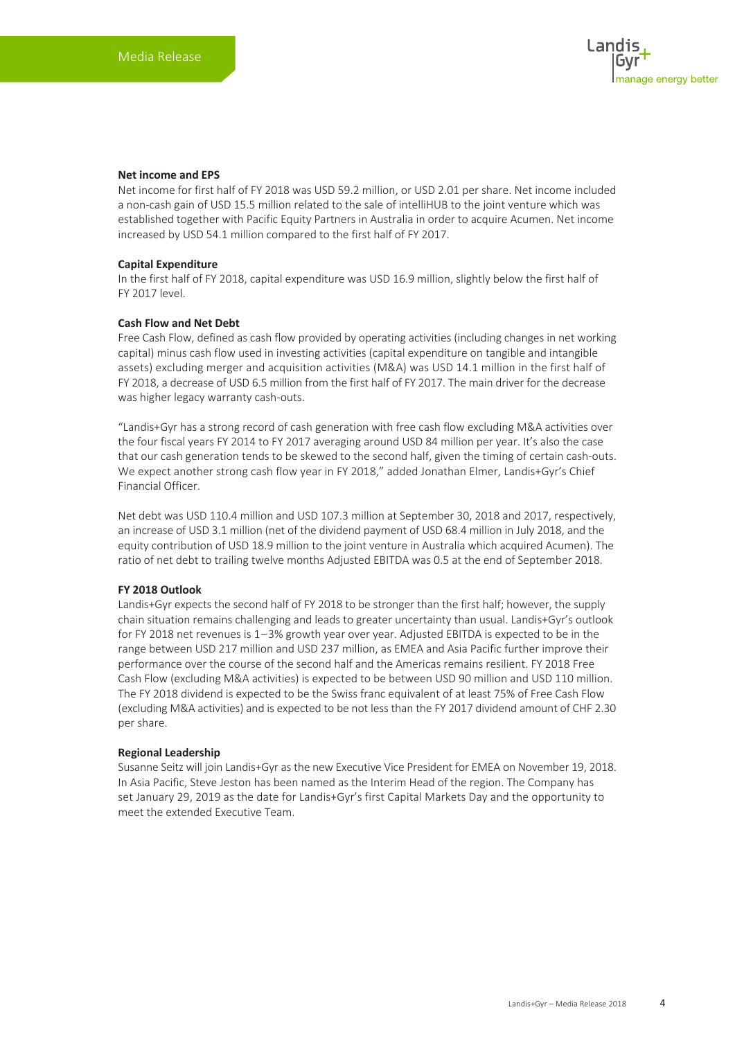**Net income and EPS**

Net income for first half of FY 2018 was USD 59.2 million, or USD 2.01 per share. Net income included a non-cash gain of USD 15.5 million related to the sale of intelliHUB to the joint venture which was established together with Pacific Equity Partners in Australia in order to acquire Acumen. Net income increased by USD 54.1 million compared to the first half of FY 2017.

**Capital Expenditure**

In the first half of FY 2018, capital expenditure was USD 16.9 million, slightly below the first half of FY 2017 level.

**Cash Flow and Net Debt**

Free Cash Flow, defined as cash flow provided by operating activities (including changes in net working capital) minus cash flow used in investing activities (capital expenditure on tangible and intangible assets) excluding merger and acquisition activities (M&A) was USD 14.1 million in the first half of FY 2018, a decrease of USD 6.5 million from the first half of FY 2017. The main driver for the decrease was higher legacy warranty cash-outs.

"Landis+Gyr has a strong record of cash generation with free cash flow excluding M&A activities over the four fiscal years FY 2014 to FY 2017 averaging around USD 84 million per year. It's also the case that our cash generation tends to be skewed to the second half, given the timing of certain cash-outs. We expect another strong cash flow year in FY 2018," added Jonathan Elmer, Landis+Gyr's Chief Financial Officer.

Net debt was USD 110.4 million and USD 107.3 million at September 30, 2018 and 2017, respectively, an increase of USD 3.1 million (net of the dividend payment of USD 68.4 million in July 2018, and the equity contribution of USD 18.9 million to the joint venture in Australia which acquired Acumen). The ratio of net debt to trailing twelve months Adjusted EBITDA was 0.5 at the end of September 2018.

**FY 2018 Outlook**

Landis+Gyr expects the second half of FY 2018 to be stronger than the first half; however, the supply chain situation remains challenging and leads to greater uncertainty than usual. Landis+Gyr's outlook for FY 2018 net revenues is 1–3% growth year over year. Adjusted EBITDA is expected to be in the range between USD 217 million and USD 237 million, as EMEA and Asia Pacific further improve their performance over the course of the second half and the Americas remains resilient. FY 2018 Free Cash Flow (excluding M&A activities) is expected to be between USD 90 million and USD 110 million. The FY 2018 dividend is expected to be the Swiss franc equivalent of at least 75% of Free Cash Flow (excluding M&A activities) and is expected to be not less than the FY 2017 dividend amount of CHF 2.30 per share.

**Regional Leadership**

Susanne Seitz will join Landis+Gyr as the new Executive Vice President for EMEA on November 19, 2018. In Asia Pacific, Steve Jeston has been named as the Interim Head of the region. The Company has set January 29, 2019 as the date for Landis+Gyr's first Capital Markets Day and the opportunity to meet the extended Executive Team.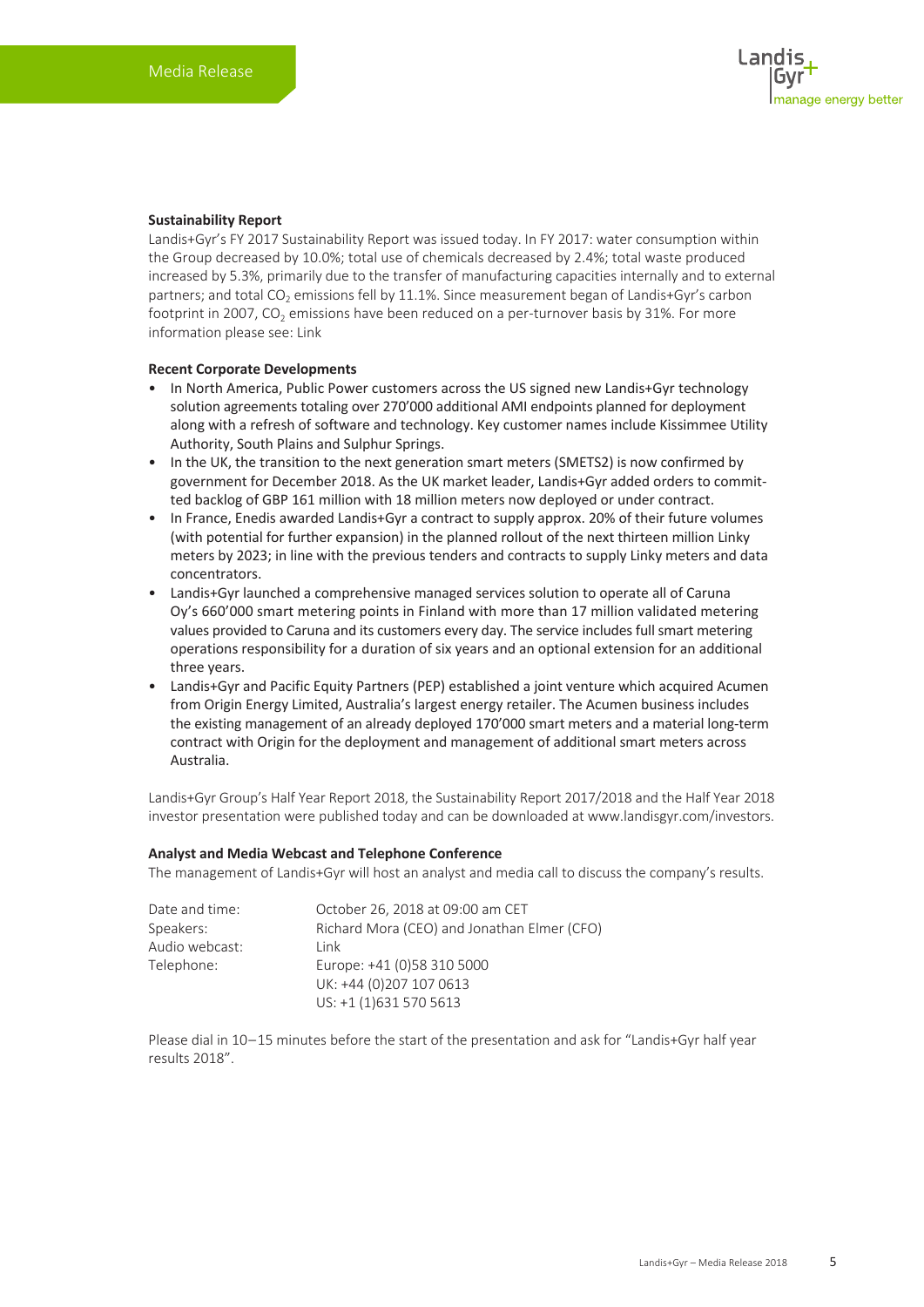**Sustainability Report**

Landis+Gyr's FY 2017 Sustainability Report was issued today. In FY 2017: water consumption within the Group decreased by 10.0%; total use of chemicals decreased by 2.4%; total waste produced increased by 5.3%, primarily due to the transfer of manufacturing capacities internally and to external partners; and total $CO_2$ emissions fell by 11.1%. Since measurement began of Landis+Gyr's carbon footprint in 2007, $CO_2$ emissions have been reduced on a per-turnover basis by 31%. For more information please see: Link

**Recent Corporate Developments**

- In North America, Public Power customers across the US signed new Landis+Gyr technology solution agreements totaling over 270'000 additional AMI endpoints planned for deployment along with a refresh of software and technology. Key customer names include Kissimmee Utility Authority, South Plains and Sulphur Springs.
- In the UK, the transition to the next generation smart meters (SMETS2) is now confirmed by government for December 2018. As the UK market leader, Landis+Gyr added orders to committed backlog of GBP 161 million with 18 million meters now deployed or under contract.
- In France, Enedis awarded Landis+Gyr a contract to supply approx. 20% of their future volumes (with potential for further expansion) in the planned rollout of the next thirteen million Linky meters by 2023; in line with the previous tenders and contracts to supply Linky meters and data concentrators.
- Landis+Gyr launched a comprehensive managed services solution to operate all of Caruna Oy's 660'000 smart metering points in Finland with more than 17 million validated metering values provided to Caruna and its customers every day. The service includes full smart metering operations responsibility for a duration of six years and an optional extension for an additional three years.
- Landis+Gyr and Pacific Equity Partners (PEP) established a joint venture which acquired Acumen from Origin Energy Limited, Australia's largest energy retailer. The Acumen business includes the existing management of an already deployed 170'000 smart meters and a material long-term contract with Origin for the deployment and management of additional smart meters across Australia.

Landis+Gyr Group's Half Year Report 2018, the Sustainability Report 2017/2018 and the Half Year 2018 investor presentation were published today and can be downloaded at www.landisgyr.com/investors.

**Analyst and Media Webcast and Telephone Conference**

The management of Landis+Gyr will host an analyst and media call to discuss the company's results.

| | |
|---|---|
| Date and time: | October 26, 2018 at 09:00 am CET |
| Speakers: | Richard Mora (CEO) and Jonathan Elmer (CFO) |
| Audio webcast: | Link |
| Telephone: | Europe: +41 (0)58 310 5000<br>UK: +44 (0)207 107 0613<br>US: +1 (1)631 570 5613 |

Please dial in 10–15 minutes before the start of the presentation and ask for "Landis+Gyr half year results 2018".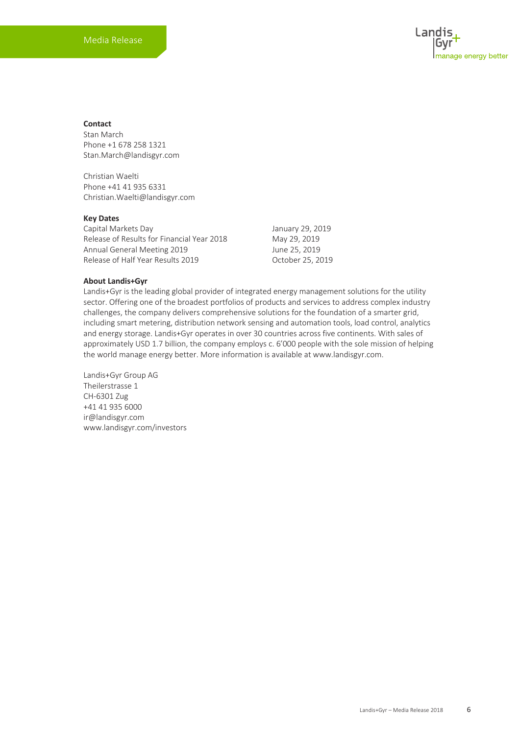**Contact**
Stan March
Phone +1 678 258 1321
Stan.March@landisgyr.com

Christian Waelti
Phone +41 41 935 6331
Christian.Waelti@landisgyr.com

**Key Dates**

| | |
|---|---|
| Capital Markets Day | January 29, 2019 |
| Release of Results for Financial Year 2018 | May 29, 2019 |
| Annual General Meeting 2019 | June 25, 2019 |
| Release of Half Year Results 2019 | October 25, 2019 |

**About Landis+Gyr**
Landis+Gyr is the leading global provider of integrated energy management solutions for the utility sector. Offering one of the broadest portfolios of products and services to address complex industry challenges, the company delivers comprehensive solutions for the foundation of a smarter grid, including smart metering, distribution network sensing and automation tools, load control, analytics and energy storage. Landis+Gyr operates in over 30 countries across five continents. With sales of approximately USD 1.7 billion, the company employs c. 6'000 people with the sole mission of helping the world manage energy better. More information is available at www.landisgyr.com.

Landis+Gyr Group AG
Theilerstrasse 1
CH-6301 Zug
+41 41 935 6000
ir@landisgyr.com
www.landisgyr.com/investors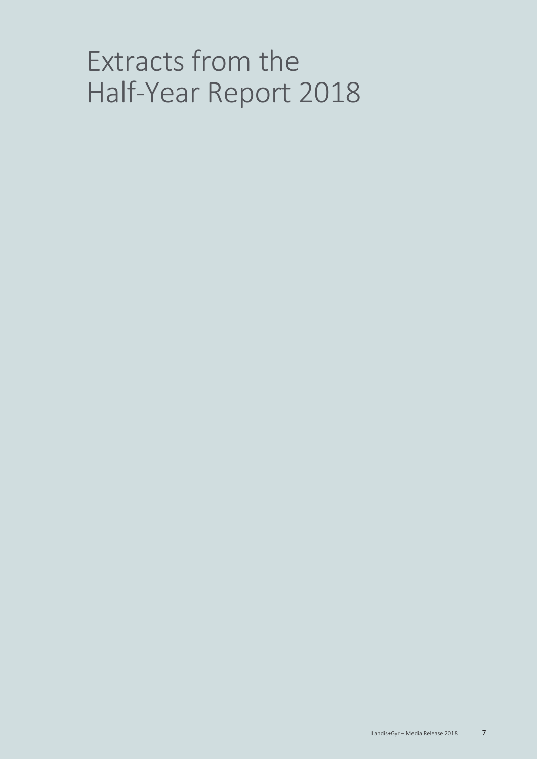# Extracts from the Half-Year Report 2018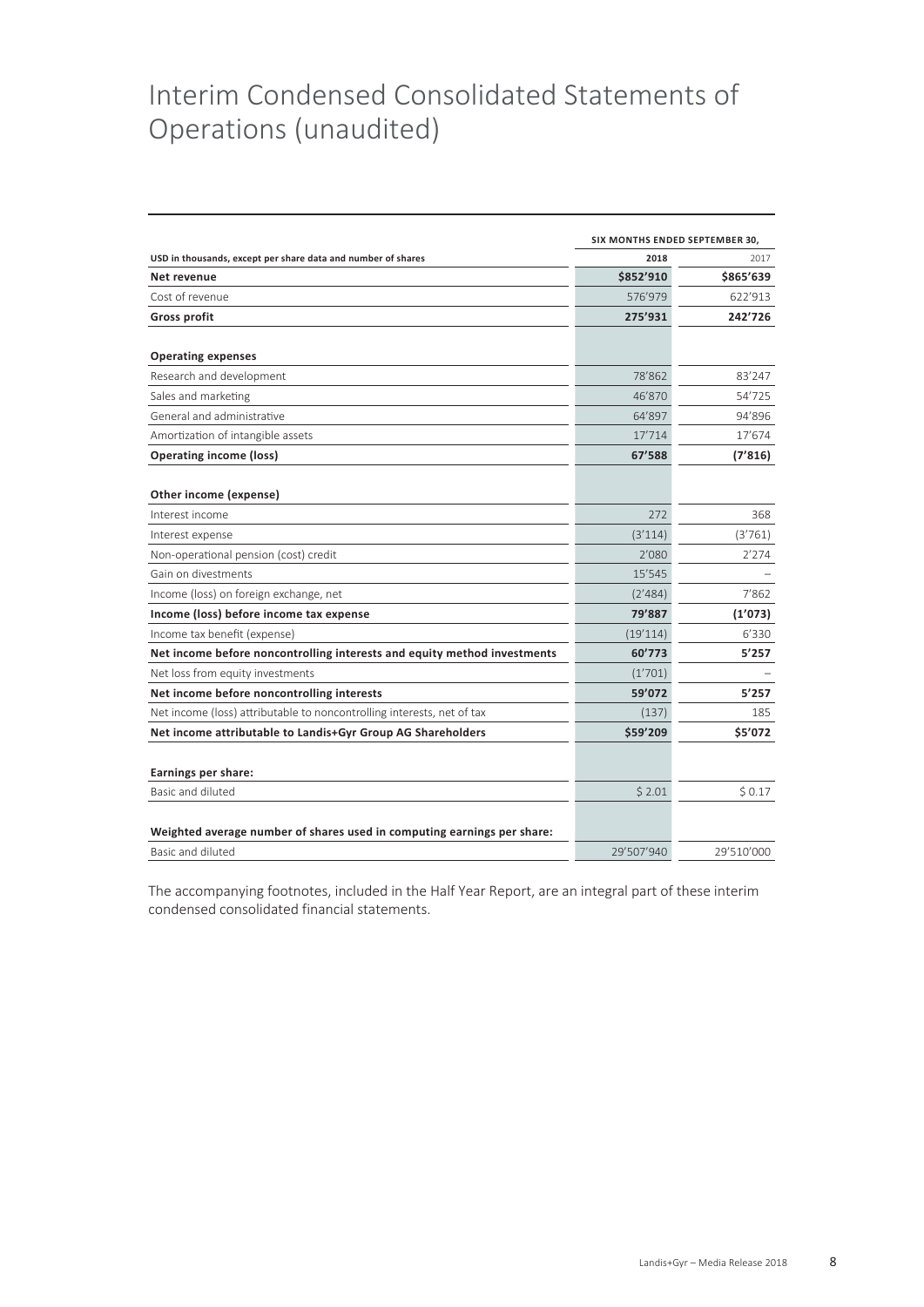# Interim Condensed Consolidated Statements of Operations (unaudited)

| USD in thousands, except per share data and number of shares | SIX MONTHS ENDED SEPTEMBER 30, 2018 | 2017 |
|---|---|---|
| **Net revenue** | **$852'910** | **$865'639** |
| Cost of revenue | 576'979 | 622'913 |
| **Gross profit** | **275'931** | **242'726** |
| | | |
| **Operating expenses** | | |
| Research and development | 78'862 | 83'247 |
| Sales and marketing | 46'870 | 54'725 |
| General and administrative | 64'897 | 94'896 |
| Amortization of intangible assets | 17'714 | 17'674 |
| **Operating income (loss)** | **67'588** | **(7'816)** |
| | | |
| **Other income (expense)** | | |
| Interest income | 272 | 368 |
| Interest expense | (3'114) | (3'761) |
| Non-operational pension (cost) credit | 2'080 | 2'274 |
| Gain on divestments | 15'545 | – |
| Income (loss) on foreign exchange, net | (2'484) | 7'862 |
| **Income (loss) before income tax expense** | **79'887** | **(1'073)** |
| Income tax benefit (expense) | (19'114) | 6'330 |
| **Net income before noncontrolling interests and equity method investments** | **60'773** | **5'257** |
| Net loss from equity investments | (1'701) | – |
| **Net income before noncontrolling interests** | **59'072** | **5'257** |
| Net income (loss) attributable to noncontrolling interests, net of tax | (137) | 185 |
| **Net income attributable to Landis+Gyr Group AG Shareholders** | **$59'209** | **$5'072** |
| | | |
| **Earnings per share:** | | |
| Basic and diluted | $ 2.01 | $ 0.17 |
| | | |
| **Weighted average number of shares used in computing earnings per share:** | | |
| Basic and diluted | 29'507'940 | 29'510'000 |

The accompanying footnotes, included in the Half Year Report, are an integral part of these interim condensed consolidated financial statements.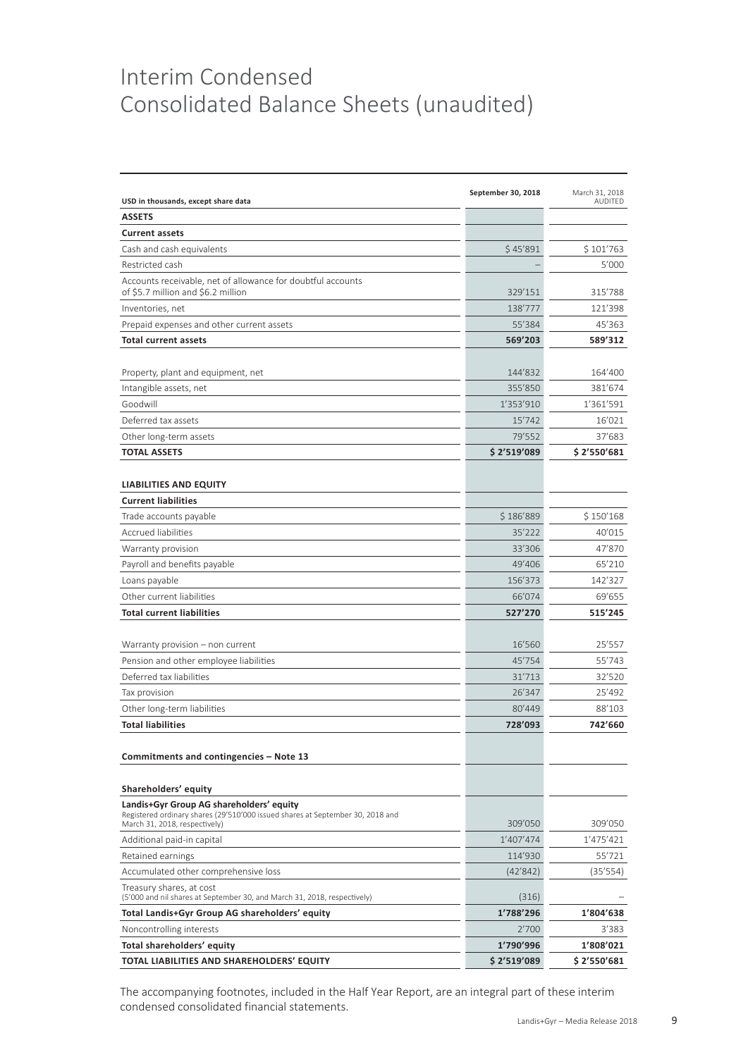# Interim Condensed Consolidated Balance Sheets (unaudited)

| USD in thousands, except share data | September 30, 2018 | March 31, 2018 AUDITED |
|---|---|---|
| **ASSETS** | | |
| **Current assets** | | |
| Cash and cash equivalents | $ 45'891 | $ 101'763 |
| Restricted cash | – | 5'000 |
| Accounts receivable, net of allowance for doubtful accounts of $5.7 million and $6.2 million | 329'151 | 315'788 |
| Inventories, net | 138'777 | 121'398 |
| Prepaid expenses and other current assets | 55'384 | 45'363 |
| **Total current assets** | **569'203** | **589'312** |
| | | |
| Property, plant and equipment, net | 144'832 | 164'400 |
| Intangible assets, net | 355'850 | 381'674 |
| Goodwill | 1'353'910 | 1'361'591 |
| Deferred tax assets | 15'742 | 16'021 |
| Other long-term assets | 79'552 | 37'683 |
| **TOTAL ASSETS** | **$ 2'519'089** | **$ 2'550'681** |
| | | |
| **LIABILITIES AND EQUITY** | | |
| **Current liabilities** | | |
| Trade accounts payable | $ 186'889 | $ 150'168 |
| Accrued liabilities | 35'222 | 40'015 |
| Warranty provision | 33'306 | 47'870 |
| Payroll and benefits payable | 49'406 | 65'210 |
| Loans payable | 156'373 | 142'327 |
| Other current liabilities | 66'074 | 69'655 |
| **Total current liabilities** | **527'270** | **515'245** |
| | | |
| Warranty provision – non current | 16'560 | 25'557 |
| Pension and other employee liabilities | 45'754 | 55'743 |
| Deferred tax liabilities | 31'713 | 32'520 |
| Tax provision | 26'347 | 25'492 |
| Other long-term liabilities | 80'449 | 88'103 |
| **Total liabilities** | **728'093** | **742'660** |
| | | |
| **Commitments and contingencies – Note 13** | | |
| | | |
| **Shareholders' equity** | | |
| **Landis+Gyr Group AG shareholders' equity** Registered ordinary shares (29'510'000 issued shares at September 30, 2018 and March 31, 2018, respectively) | 309'050 | 309'050 |
| Additional paid-in capital | 1'407'474 | 1'475'421 |
| Retained earnings | 114'930 | 55'721 |
| Accumulated other comprehensive loss | (42'842) | (35'554) |
| Treasury shares, at cost (5'000 and nil shares at September 30, and March 31, 2018, respectively) | (316) | – |
| **Total Landis+Gyr Group AG shareholders' equity** | **1'788'296** | **1'804'638** |
| Noncontrolling interests | 2'700 | 3'383 |
| **Total shareholders' equity** | **1'790'996** | **1'808'021** |
| **TOTAL LIABILITIES AND SHAREHOLDERS' EQUITY** | **$ 2'519'089** | **$ 2'550'681** |

The accompanying footnotes, included in the Half Year Report, are an integral part of these interim condensed consolidated financial statements.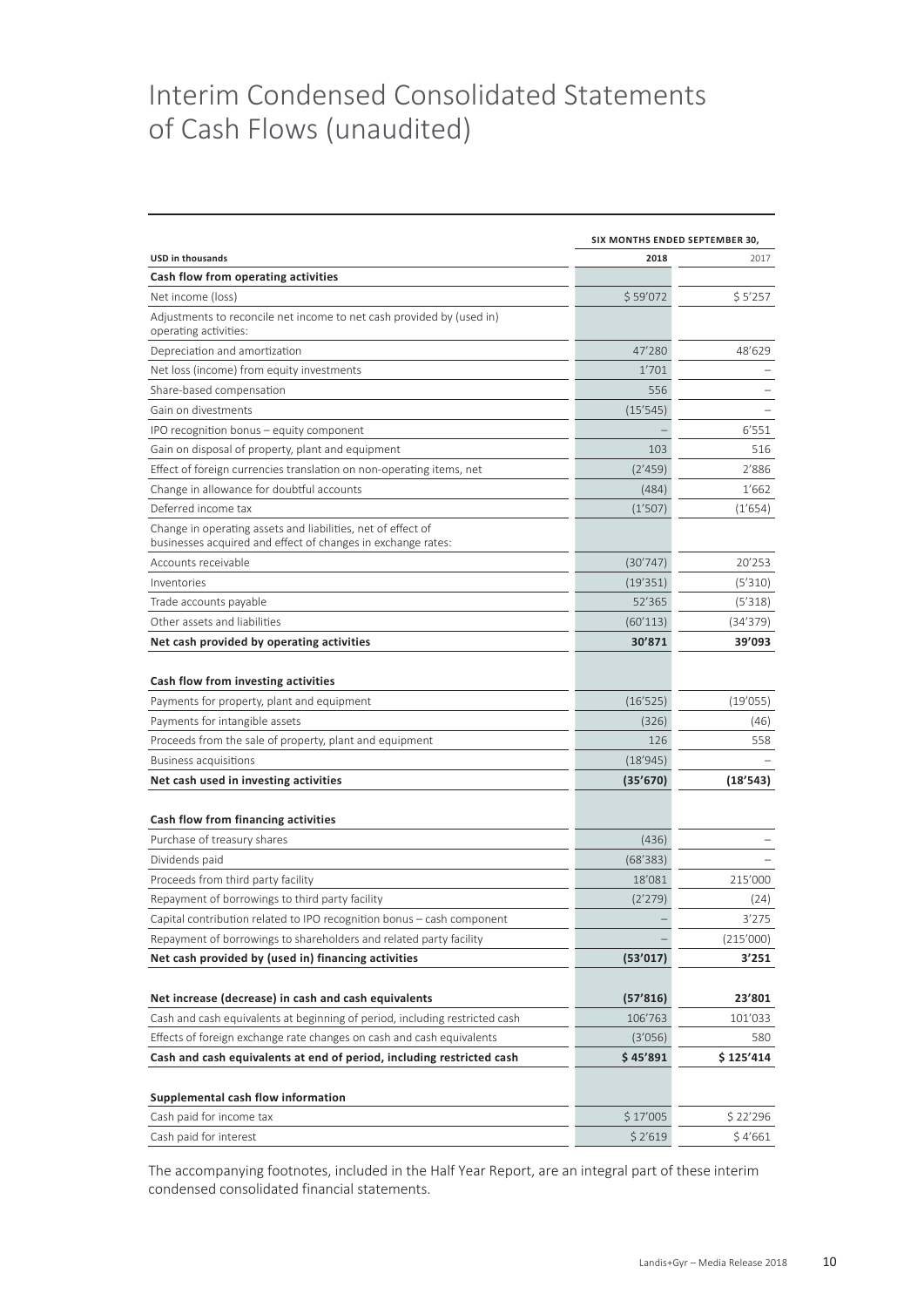# Interim Condensed Consolidated Statements of Cash Flows (unaudited)

| USD in thousands | SIX MONTHS ENDED SEPTEMBER 30, 2018 | 2017 |
|---|---|---|
| **Cash flow from operating activities** | | |
| Net income (loss) | $ 59'072 | $ 5'257 |
| Adjustments to reconcile net income to net cash provided by (used in) operating activities: | | |
| Depreciation and amortization | 47'280 | 48'629 |
| Net loss (income) from equity investments | 1'701 | – |
| Share-based compensation | 556 | – |
| Gain on divestments | (15'545) | – |
| IPO recognition bonus – equity component | – | 6'551 |
| Gain on disposal of property, plant and equipment | 103 | 516 |
| Effect of foreign currencies translation on non-operating items, net | (2'459) | 2'886 |
| Change in allowance for doubtful accounts | (484) | 1'662 |
| Deferred income tax | (1'507) | (1'654) |
| Change in operating assets and liabilities, net of effect of businesses acquired and effect of changes in exchange rates: | | |
| Accounts receivable | (30'747) | 20'253 |
| Inventories | (19'351) | (5'310) |
| Trade accounts payable | 52'365 | (5'318) |
| Other assets and liabilities | (60'113) | (34'379) |
| **Net cash provided by operating activities** | **30'871** | **39'093** |
| **Cash flow from investing activities** | | |
| Payments for property, plant and equipment | (16'525) | (19'055) |
| Payments for intangible assets | (326) | (46) |
| Proceeds from the sale of property, plant and equipment | 126 | 558 |
| Business acquisitions | (18'945) | – |
| **Net cash used in investing activities** | **(35'670)** | **(18'543)** |
| **Cash flow from financing activities** | | |
| Purchase of treasury shares | (436) | – |
| Dividends paid | (68'383) | – |
| Proceeds from third party facility | 18'081 | 215'000 |
| Repayment of borrowings to third party facility | (2'279) | (24) |
| Capital contribution related to IPO recognition bonus – cash component | – | 3'275 |
| Repayment of borrowings to shareholders and related party facility | – | (215'000) |
| **Net cash provided by (used in) financing activities** | **(53'017)** | **3'251** |
| **Net increase (decrease) in cash and cash equivalents** | **(57'816)** | **23'801** |
| Cash and cash equivalents at beginning of period, including restricted cash | 106'763 | 101'033 |
| Effects of foreign exchange rate changes on cash and cash equivalents | (3'056) | 580 |
| **Cash and cash equivalents at end of period, including restricted cash** | **$ 45'891** | **$ 125'414** |
| **Supplemental cash flow information** | | |
| Cash paid for income tax | $ 17'005 | $ 22'296 |
| Cash paid for interest | $ 2'619 | $ 4'661 |

The accompanying footnotes, included in the Half Year Report, are an integral part of these interim condensed consolidated financial statements.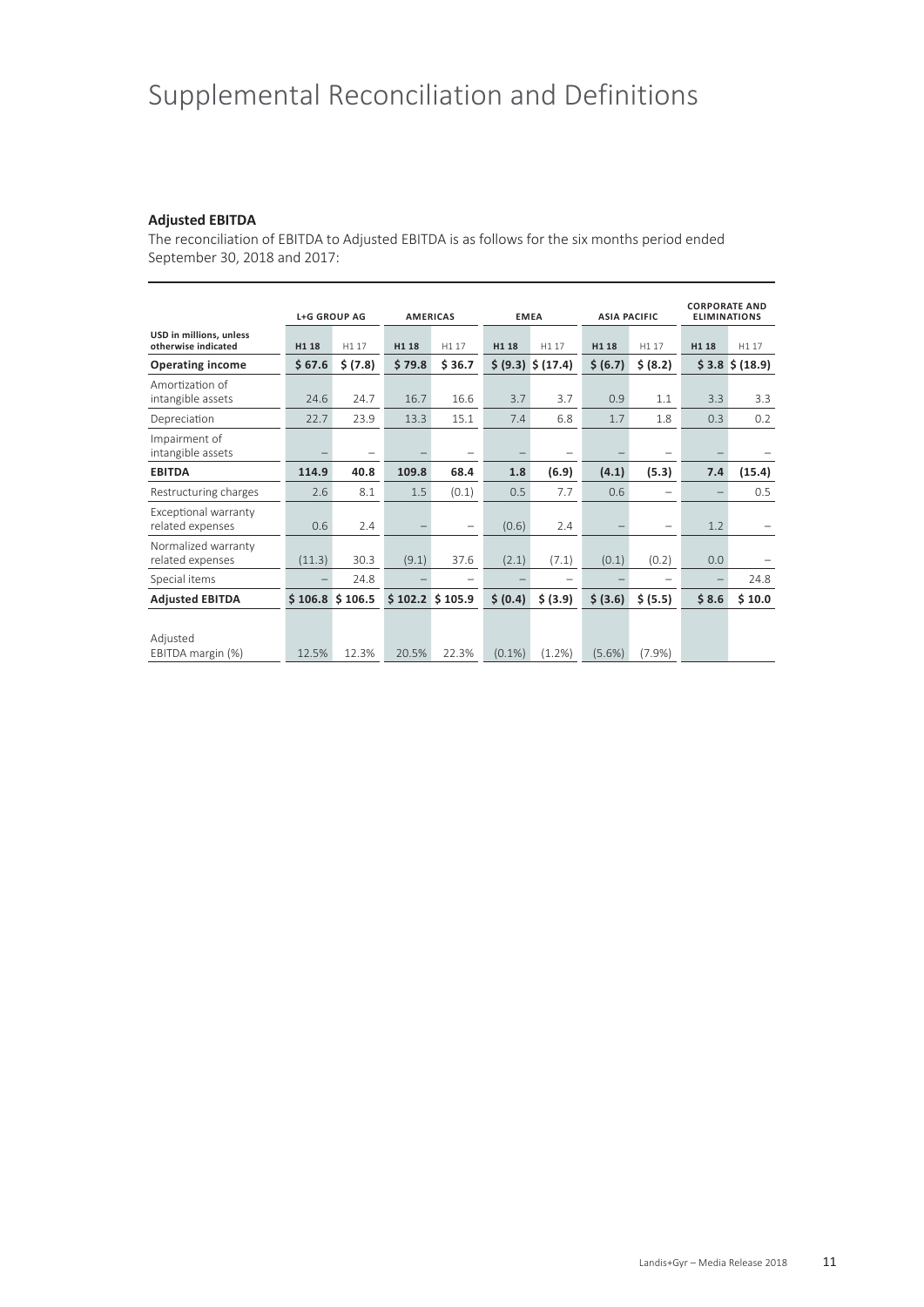# Supplemental Reconciliation and Definitions

**Adjusted EBITDA**

The reconciliation of EBITDA to Adjusted EBITDA is as follows for the six months period ended September 30, 2018 and 2017:

| | L+G GROUP AG | | AMERICAS | | EMEA | | ASIA PACIFIC | | CORPORATE AND ELIMINATIONS | |
|---|---|---|---|---|---|---|---|---|---|---|
| USD in millions, unless otherwise indicated | H1 18 | H1 17 | H1 18 | H1 17 | H1 18 | H1 17 | H1 18 | H1 17 | H1 18 | H1 17 |
| **Operating income** | **$ 67.6** | **$ (7.8)** | **$ 79.8** | **$ 36.7** | **$ (9.3)** | **$ (17.4)** | **$ (6.7)** | **$ (8.2)** | **$ 3.8** | **$ (18.9)** |
| Amortization of intangible assets | 24.6 | 24.7 | 16.7 | 16.6 | 3.7 | 3.7 | 0.9 | 1.1 | 3.3 | 3.3 |
| Depreciation | 22.7 | 23.9 | 13.3 | 15.1 | 7.4 | 6.8 | 1.7 | 1.8 | 0.3 | 0.2 |
| Impairment of intangible assets | – | – | – | – | – | – | – | – | – | – |
| **EBITDA** | **114.9** | **40.8** | **109.8** | **68.4** | **1.8** | **(6.9)** | **(4.1)** | **(5.3)** | **7.4** | **(15.4)** |
| Restructuring charges | 2.6 | 8.1 | 1.5 | (0.1) | 0.5 | 7.7 | 0.6 | – | – | 0.5 |
| Exceptional warranty related expenses | 0.6 | 2.4 | – | – | (0.6) | 2.4 | – | – | 1.2 | – |
| Normalized warranty related expenses | (11.3) | 30.3 | (9.1) | 37.6 | (2.1) | (7.1) | (0.1) | (0.2) | 0.0 | – |
| Special items | – | 24.8 | – | – | – | – | – | – | – | 24.8 |
| **Adjusted EBITDA** | **$ 106.8** | **$ 106.5** | **$ 102.2** | **$ 105.9** | **$ (0.4)** | **$ (3.9)** | **$ (3.6)** | **$ (5.5)** | **$ 8.6** | **$ 10.0** |
| Adjusted EBITDA margin (%) | 12.5% | 12.3% | 20.5% | 22.3% | (0.1%) | (1.2%) | (5.6%) | (7.9%) | | |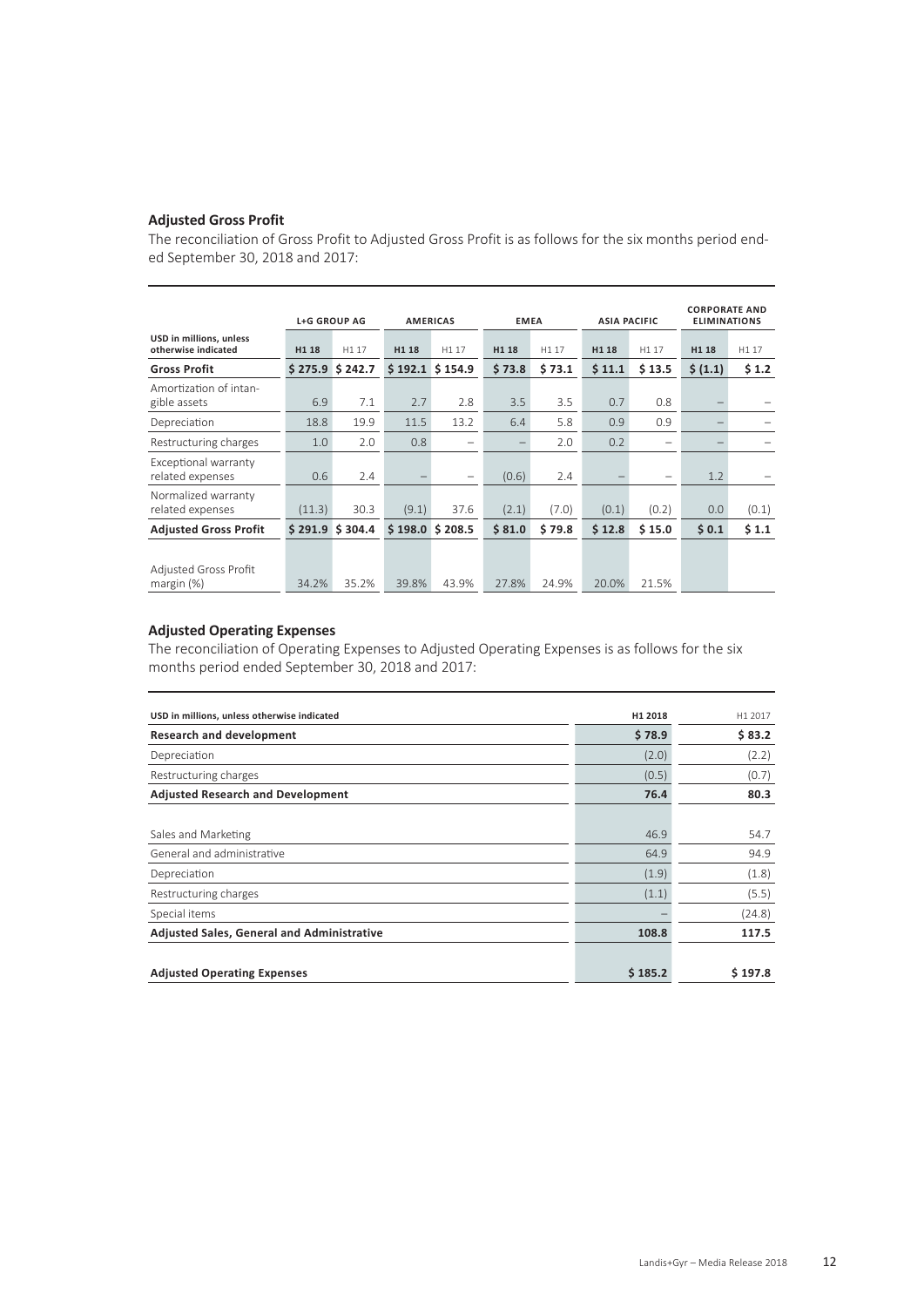### Adjusted Gross Profit

The reconciliation of Gross Profit to Adjusted Gross Profit is as follows for the six months period ended September 30, 2018 and 2017:

| | L+G GROUP AG | | AMERICAS | | EMEA | | ASIA PACIFIC | | CORPORATE AND ELIMINATIONS | |
|---|---|---|---|---|---|---|---|---|---|---|
| USD in millions, unless otherwise indicated | H1 18 | H1 17 | H1 18 | H1 17 | H1 18 | H1 17 | H1 18 | H1 17 | H1 18 | H1 17 |
| **Gross Profit** | **$ 275.9** | **$ 242.7** | **$ 192.1** | **$ 154.9** | **$ 73.8** | **$ 73.1** | **$ 11.1** | **$ 13.5** | **$ (1.1)** | **$ 1.2** |
| Amortization of intangible assets | 6.9 | 7.1 | 2.7 | 2.8 | 3.5 | 3.5 | 0.7 | 0.8 | – | – |
| Depreciation | 18.8 | 19.9 | 11.5 | 13.2 | 6.4 | 5.8 | 0.9 | 0.9 | – | – |
| Restructuring charges | 1.0 | 2.0 | 0.8 | – | – | 2.0 | 0.2 | – | – | – |
| Exceptional warranty related expenses | 0.6 | 2.4 | – | – | (0.6) | 2.4 | – | – | 1.2 | – |
| Normalized warranty related expenses | (11.3) | 30.3 | (9.1) | 37.6 | (2.1) | (7.0) | (0.1) | (0.2) | 0.0 | (0.1) |
| **Adjusted Gross Profit** | **$ 291.9** | **$ 304.4** | **$ 198.0** | **$ 208.5** | **$ 81.0** | **$ 79.8** | **$ 12.8** | **$ 15.0** | **$ 0.1** | **$ 1.1** |
| Adjusted Gross Profit margin (%) | 34.2% | 35.2% | 39.8% | 43.9% | 27.8% | 24.9% | 20.0% | 21.5% | | |

### Adjusted Operating Expenses

The reconciliation of Operating Expenses to Adjusted Operating Expenses is as follows for the six months period ended September 30, 2018 and 2017:

| USD in millions, unless otherwise indicated | H1 2018 | H1 2017 |
|---|---|---|
| **Research and development** | **$ 78.9** | **$ 83.2** |
| Depreciation | (2.0) | (2.2) |
| Restructuring charges | (0.5) | (0.7) |
| **Adjusted Research and Development** | **76.4** | **80.3** |
| | | |
| Sales and Marketing | 46.9 | 54.7 |
| General and administrative | 64.9 | 94.9 |
| Depreciation | (1.9) | (1.8) |
| Restructuring charges | (1.1) | (5.5) |
| Special items | – | (24.8) |
| **Adjusted Sales, General and Administrative** | **108.8** | **117.5** |
| | | |
| **Adjusted Operating Expenses** | **$ 185.2** | **$ 197.8** |